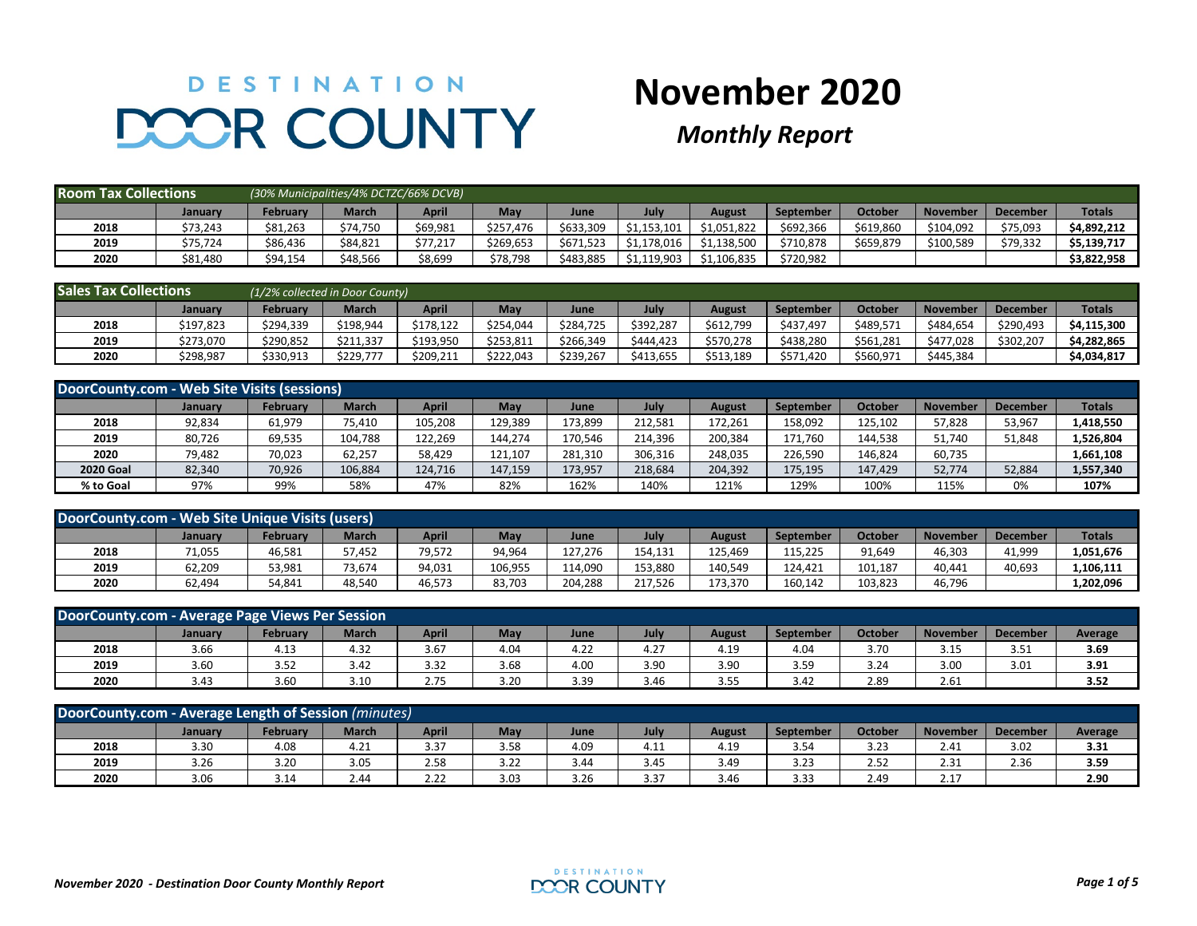# DESTINATION DOOR COUNTY

# November 2020

## *Monthly Report*

| **Room Tax Collections** *(30% Municipalities/4% DCTZC/66% DCVB)* | January | February | March | April | May | June | July | August | September | October | November | December | Totals |
|---|---|---|---|---|---|---|---|---|---|---|---|---|---|
| **2018** | $73,243 | $81,263 | $74,750 | $69,981 | $257,476 | $633,309 | $1,153,101 | $1,051,822 | $692,366 | $619,860 | $104,092 | $75,093 | **$4,892,212** |
| **2019** | $75,724 | $86,436 | $84,821 | $77,217 | $269,653 | $671,523 | $1,178,016 | $1,138,500 | $710,878 | $659,879 | $100,589 | $79,332 | **$5,139,717** |
| **2020** | $81,480 | $94,154 | $48,566 | $8,699 | $78,798 | $483,885 | $1,119,903 | $1,106,835 | $720,982 | | | | **$3,822,958** |

| **Sales Tax Collections** *(1/2% collected in Door County)* | January | February | March | April | May | June | July | August | September | October | November | December | Totals |
|---|---|---|---|---|---|---|---|---|---|---|---|---|---|
| **2018** | $197,823 | $294,339 | $198,944 | $178,122 | $254,044 | $284,725 | $392,287 | $612,799 | $437,497 | $489,571 | $484,654 | $290,493 | **$4,115,300** |
| **2019** | $273,070 | $290,852 | $211,337 | $193,950 | $253,811 | $266,349 | $444,423 | $570,278 | $438,280 | $561,281 | $477,028 | $302,207 | **$4,282,865** |
| **2020** | $298,987 | $330,913 | $229,777 | $209,211 | $222,043 | $239,267 | $413,655 | $513,189 | $571,420 | $560,971 | $445,384 | | **$4,034,817** |

| **DoorCounty.com - Web Site Visits (sessions)** | January | February | March | April | May | June | July | August | September | October | November | December | Totals |
|---|---|---|---|---|---|---|---|---|---|---|---|---|---|
| **2018** | 92,834 | 61,979 | 75,410 | 105,208 | 129,389 | 173,899 | 212,581 | 172,261 | 158,092 | 125,102 | 57,828 | 53,967 | **1,418,550** |
| **2019** | 80,726 | 69,535 | 104,788 | 122,269 | 144,274 | 170,546 | 214,396 | 200,384 | 171,760 | 144,538 | 51,740 | 51,848 | **1,526,804** |
| **2020** | 79,482 | 70,023 | 62,257 | 58,429 | 121,107 | 281,310 | 306,316 | 248,035 | 226,590 | 146,824 | 60,735 | | **1,661,108** |
| **2020 Goal** | 82,340 | 70,926 | 106,884 | 124,716 | 147,159 | 173,957 | 218,684 | 204,392 | 175,195 | 147,429 | 52,774 | 52,884 | **1,557,340** |
| **% to Goal** | 97% | 99% | 58% | 47% | 82% | 162% | 140% | 121% | 129% | 100% | 115% | 0% | **107%** |

| **DoorCounty.com - Web Site Unique Visits (users)** | January | February | March | April | May | June | July | August | September | October | November | December | Totals |
|---|---|---|---|---|---|---|---|---|---|---|---|---|---|
| **2018** | 71,055 | 46,581 | 57,452 | 79,572 | 94,964 | 127,276 | 154,131 | 125,469 | 115,225 | 91,649 | 46,303 | 41,999 | **1,051,676** |
| **2019** | 62,209 | 53,981 | 73,674 | 94,031 | 106,955 | 114,090 | 153,880 | 140,549 | 124,421 | 101,187 | 40,441 | 40,693 | **1,106,111** |
| **2020** | 62,494 | 54,841 | 48,540 | 46,573 | 83,703 | 204,288 | 217,526 | 173,370 | 160,142 | 103,823 | 46,796 | | **1,202,096** |

| **DoorCounty.com - Average Page Views Per Session** | January | February | March | April | May | June | July | August | September | October | November | December | Average |
|---|---|---|---|---|---|---|---|---|---|---|---|---|---|
| **2018** | 3.66 | 4.13 | 4.32 | 3.67 | 4.04 | 4.22 | 4.27 | 4.19 | 4.04 | 3.70 | 3.15 | 3.51 | **3.69** |
| **2019** | 3.60 | 3.52 | 3.42 | 3.32 | 3.68 | 4.00 | 3.90 | 3.90 | 3.59 | 3.24 | 3.00 | 3.01 | **3.91** |
| **2020** | 3.43 | 3.60 | 3.10 | 2.75 | 3.20 | 3.39 | 3.46 | 3.55 | 3.42 | 2.89 | 2.61 | | **3.52** |

| **DoorCounty.com - Average Length of Session** *(minutes)* | January | February | March | April | May | June | July | August | September | October | November | December | Average |
|---|---|---|---|---|---|---|---|---|---|---|---|---|---|
| **2018** | 3.30 | 4.08 | 4.21 | 3.37 | 3.58 | 4.09 | 4.11 | 4.19 | 3.54 | 3.23 | 2.41 | 3.02 | **3.31** |
| **2019** | 3.26 | 3.20 | 3.05 | 2.58 | 3.22 | 3.44 | 3.45 | 3.49 | 3.23 | 2.52 | 2.31 | 2.36 | **3.59** |
| **2020** | 3.06 | 3.14 | 2.44 | 2.22 | 3.03 | 3.26 | 3.37 | 3.46 | 3.33 | 2.49 | 2.17 | | **2.90** |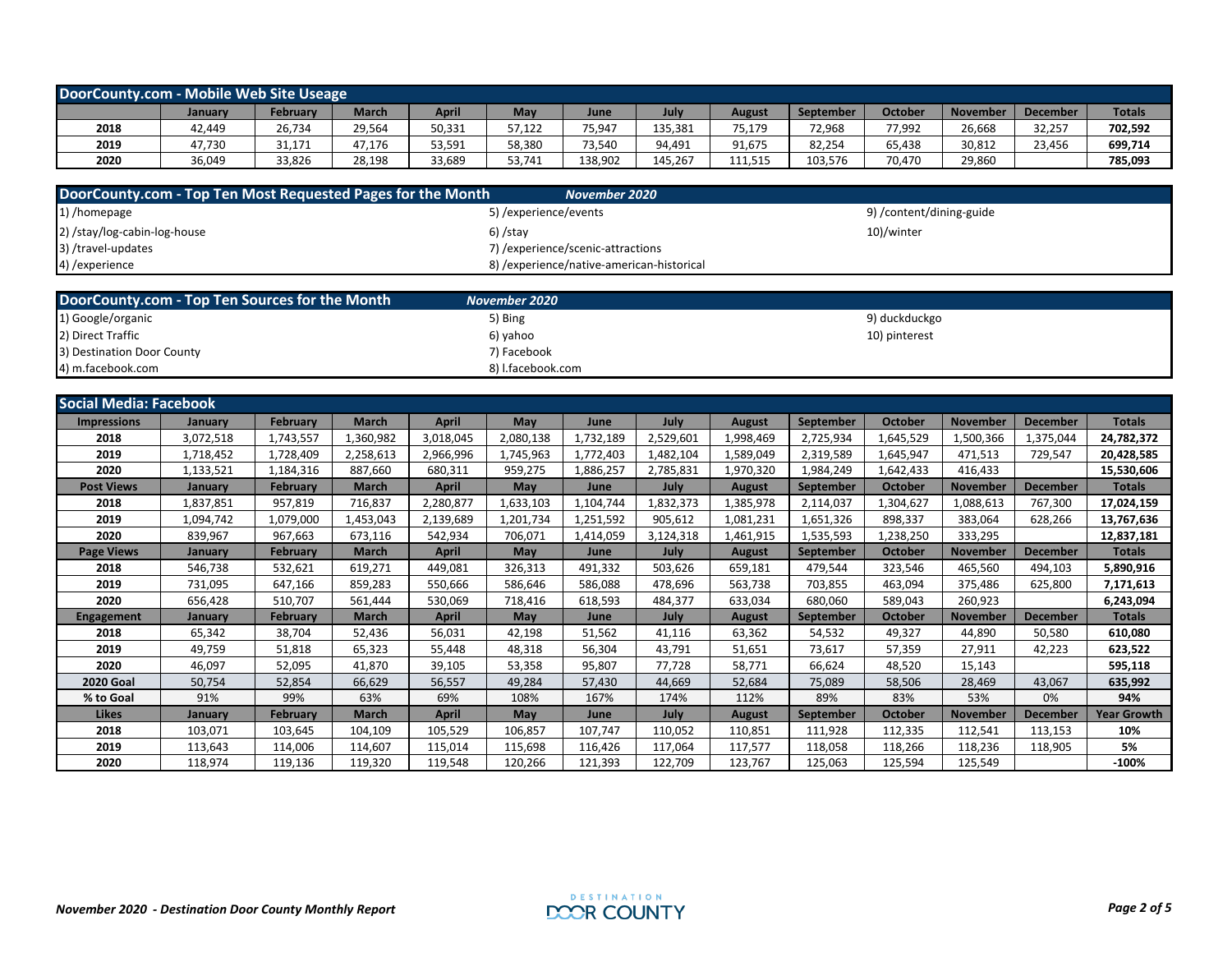## DoorCounty.com - Mobile Web Site Useage

| | January | February | March | April | May | June | July | August | September | October | November | December | Totals |
|---|---|---|---|---|---|---|---|---|---|---|---|---|---|
| 2018 | 42,449 | 26,734 | 29,564 | 50,331 | 57,122 | 75,947 | 135,381 | 75,179 | 72,968 | 77,992 | 26,668 | 32,257 | 702,592 |
| 2019 | 47,730 | 31,171 | 47,176 | 53,591 | 58,380 | 73,540 | 94,491 | 91,675 | 82,254 | 65,438 | 30,812 | 23,456 | 699,714 |
| 2020 | 36,049 | 33,826 | 28,198 | 33,689 | 53,741 | 138,902 | 145,267 | 111,515 | 103,576 | 70,470 | 29,860 | | 785,093 |

## DoorCounty.com - Top Ten Most Requested Pages for the Month — *November 2020*

1) /homepage
2) /stay/log-cabin-log-house
3) /travel-updates
4) /experience
5) /experience/events
6) /stay
7) /experience/scenic-attractions
8) /experience/native-american-historical
9) /content/dining-guide
10)/winter

## DoorCounty.com - Top Ten Sources for the Month — *November 2020*

1) Google/organic
2) Direct Traffic
3) Destination Door County
4) m.facebook.com
5) Bing
6) yahoo
7) Facebook
8) l.facebook.com
9) duckduckgo
10) pinterest

## Social Media: Facebook

| Impressions | January | February | March | April | May | June | July | August | September | October | November | December | Totals |
|---|---|---|---|---|---|---|---|---|---|---|---|---|---|
| 2018 | 3,072,518 | 1,743,557 | 1,360,982 | 3,018,045 | 2,080,138 | 1,732,189 | 2,529,601 | 1,998,469 | 2,725,934 | 1,645,529 | 1,500,366 | 1,375,044 | 24,782,372 |
| 2019 | 1,718,452 | 1,728,409 | 2,258,613 | 2,966,996 | 1,745,963 | 1,772,403 | 1,482,104 | 1,589,049 | 2,319,589 | 1,645,947 | 471,513 | 729,547 | 20,428,585 |
| 2020 | 1,133,521 | 1,184,316 | 887,660 | 680,311 | 959,275 | 1,886,257 | 2,785,831 | 1,970,320 | 1,984,249 | 1,642,433 | 416,433 | | 15,530,606 |
| **Post Views** | **January** | **February** | **March** | **April** | **May** | **June** | **July** | **August** | **September** | **October** | **November** | **December** | **Totals** |
| 2018 | 1,837,851 | 957,819 | 716,837 | 2,280,877 | 1,633,103 | 1,104,744 | 1,832,373 | 1,385,978 | 2,114,037 | 1,304,627 | 1,088,613 | 767,300 | 17,024,159 |
| 2019 | 1,094,742 | 1,079,000 | 1,453,043 | 2,139,689 | 1,201,734 | 1,251,592 | 905,612 | 1,081,231 | 1,651,326 | 898,337 | 383,064 | 628,266 | 13,767,636 |
| 2020 | 839,967 | 967,663 | 673,116 | 542,934 | 706,071 | 1,414,059 | 3,124,318 | 1,461,915 | 1,535,593 | 1,238,250 | 333,295 | | 12,837,181 |
| **Page Views** | **January** | **February** | **March** | **April** | **May** | **June** | **July** | **August** | **September** | **October** | **November** | **December** | **Totals** |
| 2018 | 546,738 | 532,621 | 619,271 | 449,081 | 326,313 | 491,332 | 503,626 | 659,181 | 479,544 | 323,546 | 465,560 | 494,103 | 5,890,916 |
| 2019 | 731,095 | 647,166 | 859,283 | 550,666 | 586,646 | 586,088 | 478,696 | 563,738 | 703,855 | 463,094 | 375,486 | 625,800 | 7,171,613 |
| 2020 | 656,428 | 510,707 | 561,444 | 530,069 | 718,416 | 618,593 | 484,377 | 633,034 | 680,060 | 589,043 | 260,923 | | 6,243,094 |
| **Engagement** | **January** | **February** | **March** | **April** | **May** | **June** | **July** | **August** | **September** | **October** | **November** | **December** | **Totals** |
| 2018 | 65,342 | 38,704 | 52,436 | 56,031 | 42,198 | 51,562 | 41,116 | 63,362 | 54,532 | 49,327 | 44,890 | 50,580 | 610,080 |
| 2019 | 49,759 | 51,818 | 65,323 | 55,448 | 48,318 | 56,304 | 43,791 | 51,651 | 73,617 | 57,359 | 27,911 | 42,223 | 623,522 |
| 2020 | 46,097 | 52,095 | 41,870 | 39,105 | 53,358 | 95,807 | 77,728 | 58,771 | 66,624 | 48,520 | 15,143 | | 595,118 |
| **2020 Goal** | 50,754 | 52,854 | 66,629 | 56,557 | 49,284 | 57,430 | 44,669 | 52,684 | 75,089 | 58,506 | 28,469 | 43,067 | 635,992 |
| **% to Goal** | 91% | 99% | 63% | 69% | 108% | 167% | 174% | 112% | 89% | 83% | 53% | 0% | 94% |
| **Likes** | **January** | **February** | **March** | **April** | **May** | **June** | **July** | **August** | **September** | **October** | **November** | **December** | **Year Growth** |
| 2018 | 103,071 | 103,645 | 104,109 | 105,529 | 106,857 | 107,747 | 110,052 | 110,851 | 111,928 | 112,335 | 112,541 | 113,153 | 10% |
| 2019 | 113,643 | 114,006 | 114,607 | 115,014 | 115,698 | 116,426 | 117,064 | 117,577 | 118,058 | 118,266 | 118,236 | 118,905 | 5% |
| 2020 | 118,974 | 119,136 | 119,320 | 119,548 | 120,266 | 121,393 | 122,709 | 123,767 | 125,063 | 125,594 | 125,549 | | -100% |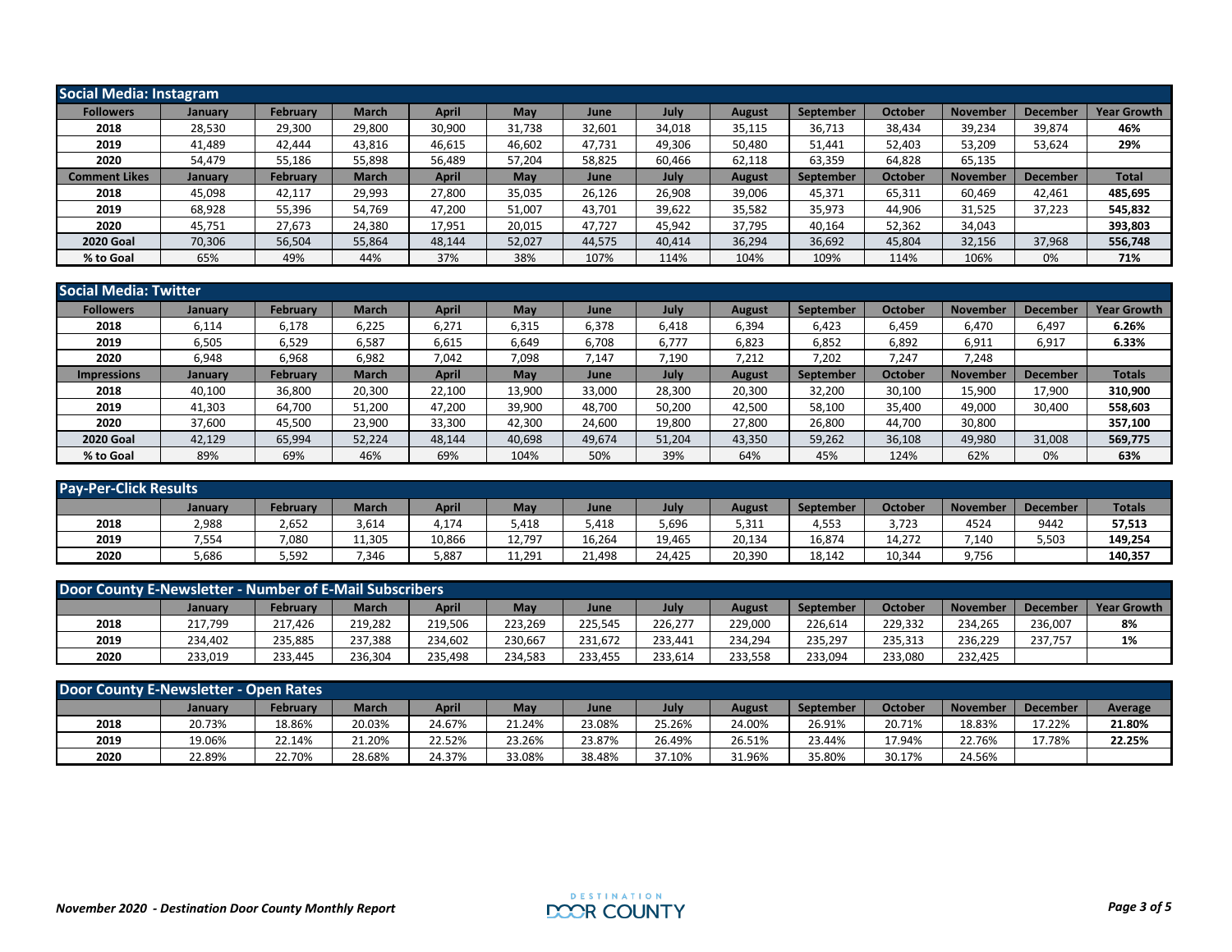## Social Media: Instagram

| Followers | January | February | March | April | May | June | July | August | September | October | November | December | Year Growth |
|---|---|---|---|---|---|---|---|---|---|---|---|---|---|
| 2018 | 28,530 | 29,300 | 29,800 | 30,900 | 31,738 | 32,601 | 34,018 | 35,115 | 36,713 | 38,434 | 39,234 | 39,874 | **46%** |
| 2019 | 41,489 | 42,444 | 43,816 | 46,615 | 46,602 | 47,731 | 49,306 | 50,480 | 51,441 | 52,403 | 53,209 | 53,624 | **29%** |
| 2020 | 54,479 | 55,186 | 55,898 | 56,489 | 57,204 | 58,825 | 60,466 | 62,118 | 63,359 | 64,828 | 65,135 | | |
| **Comment Likes** | **January** | **February** | **March** | **April** | **May** | **June** | **July** | **August** | **September** | **October** | **November** | **December** | **Total** |
| 2018 | 45,098 | 42,117 | 29,993 | 27,800 | 35,035 | 26,126 | 26,908 | 39,006 | 45,371 | 65,311 | 60,469 | 42,461 | **485,695** |
| 2019 | 68,928 | 55,396 | 54,769 | 47,200 | 51,007 | 43,701 | 39,622 | 35,582 | 35,973 | 44,906 | 31,525 | 37,223 | **545,832** |
| 2020 | 45,751 | 27,673 | 24,380 | 17,951 | 20,015 | 47,727 | 45,942 | 37,795 | 40,164 | 52,362 | 34,043 | | **393,803** |
| **2020 Goal** | 70,306 | 56,504 | 55,864 | 48,144 | 52,027 | 44,575 | 40,414 | 36,294 | 36,692 | 45,804 | 32,156 | 37,968 | **556,748** |
| **% to Goal** | 65% | 49% | 44% | 37% | 38% | 107% | 114% | 104% | 109% | 114% | 106% | 0% | **71%** |

## Social Media: Twitter

| Followers | January | February | March | April | May | June | July | August | September | October | November | December | Year Growth |
|---|---|---|---|---|---|---|---|---|---|---|---|---|---|
| 2018 | 6,114 | 6,178 | 6,225 | 6,271 | 6,315 | 6,378 | 6,418 | 6,394 | 6,423 | 6,459 | 6,470 | 6,497 | **6.26%** |
| 2019 | 6,505 | 6,529 | 6,587 | 6,615 | 6,649 | 6,708 | 6,777 | 6,823 | 6,852 | 6,892 | 6,911 | 6,917 | **6.33%** |
| 2020 | 6,948 | 6,968 | 6,982 | 7,042 | 7,098 | 7,147 | 7,190 | 7,212 | 7,202 | 7,247 | 7,248 | | |
| **Impressions** | **January** | **February** | **March** | **April** | **May** | **June** | **July** | **August** | **September** | **October** | **November** | **December** | **Totals** |
| 2018 | 40,100 | 36,800 | 20,300 | 22,100 | 13,900 | 33,000 | 28,300 | 20,300 | 32,200 | 30,100 | 15,900 | 17,900 | **310,900** |
| 2019 | 41,303 | 64,700 | 51,200 | 47,200 | 39,900 | 48,700 | 50,200 | 42,500 | 58,100 | 35,400 | 49,000 | 30,400 | **558,603** |
| 2020 | 37,600 | 45,500 | 23,900 | 33,300 | 42,300 | 24,600 | 19,800 | 27,800 | 26,800 | 44,700 | 30,800 | | **357,100** |
| **2020 Goal** | 42,129 | 65,994 | 52,224 | 48,144 | 40,698 | 49,674 | 51,204 | 43,350 | 59,262 | 36,108 | 49,980 | 31,008 | **569,775** |
| **% to Goal** | 89% | 69% | 46% | 69% | 104% | 50% | 39% | 64% | 45% | 124% | 62% | 0% | **63%** |

## Pay-Per-Click Results

| | January | February | March | April | May | June | July | August | September | October | November | December | Totals |
|---|---|---|---|---|---|---|---|---|---|---|---|---|---|
| 2018 | 2,988 | 2,652 | 3,614 | 4,174 | 5,418 | 5,418 | 5,696 | 5,311 | 4,553 | 3,723 | 4524 | 9442 | **57,513** |
| 2019 | 7,554 | 7,080 | 11,305 | 10,866 | 12,797 | 16,264 | 19,465 | 20,134 | 16,874 | 14,272 | 7,140 | 5,503 | **149,254** |
| 2020 | 5,686 | 5,592 | 7,346 | 5,887 | 11,291 | 21,498 | 24,425 | 20,390 | 18,142 | 10,344 | 9,756 | | **140,357** |

## Door County E-Newsletter - Number of E-Mail Subscribers

| | January | February | March | April | May | June | July | August | September | October | November | December | Year Growth |
|---|---|---|---|---|---|---|---|---|---|---|---|---|---|
| 2018 | 217,799 | 217,426 | 219,282 | 219,506 | 223,269 | 225,545 | 226,277 | 229,000 | 226,614 | 229,332 | 234,265 | 236,007 | **8%** |
| 2019 | 234,402 | 235,885 | 237,388 | 234,602 | 230,667 | 231,672 | 233,441 | 234,294 | 235,297 | 235,313 | 236,229 | 237,757 | **1%** |
| 2020 | 233,019 | 233,445 | 236,304 | 235,498 | 234,583 | 233,455 | 233,614 | 233,558 | 233,094 | 233,080 | 232,425 | | |

## Door County E-Newsletter - Open Rates

| | January | February | March | April | May | June | July | August | September | October | November | December | Average |
|---|---|---|---|---|---|---|---|---|---|---|---|---|---|
| 2018 | 20.73% | 18.86% | 20.03% | 24.67% | 21.24% | 23.08% | 25.26% | 24.00% | 26.91% | 20.71% | 18.83% | 17.22% | **21.80%** |
| 2019 | 19.06% | 22.14% | 21.20% | 22.52% | 23.26% | 23.87% | 26.49% | 26.51% | 23.44% | 17.94% | 22.76% | 17.78% | **22.25%** |
| 2020 | 22.89% | 22.70% | 28.68% | 24.37% | 33.08% | 38.48% | 37.10% | 31.96% | 35.80% | 30.17% | 24.56% | | |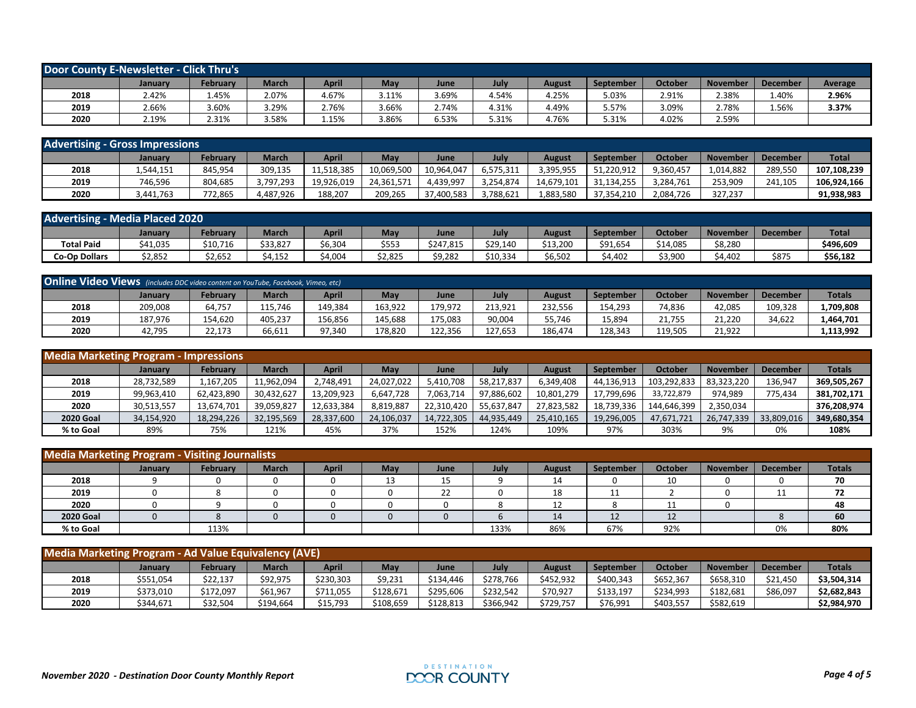## Door County E-Newsletter - Click Thru's

| | January | February | March | April | May | June | July | August | September | October | November | December | Average |
|---|---|---|---|---|---|---|---|---|---|---|---|---|---|
| **2018** | 2.42% | 1.45% | 2.07% | 4.67% | 3.11% | 3.69% | 4.54% | 4.25% | 5.03% | 2.91% | 2.38% | 1.40% | **2.96%** |
| **2019** | 2.66% | 3.60% | 3.29% | 2.76% | 3.66% | 2.74% | 4.31% | 4.49% | 5.57% | 3.09% | 2.78% | 1.56% | **3.37%** |
| **2020** | 2.19% | 2.31% | 3.58% | 1.15% | 3.86% | 6.53% | 5.31% | 4.76% | 5.31% | 4.02% | 2.59% | | |

## Advertising - Gross Impressions

| | January | February | March | April | May | June | July | August | September | October | November | December | Total |
|---|---|---|---|---|---|---|---|---|---|---|---|---|---|
| **2018** | 1,544,151 | 845,954 | 309,135 | 11,518,385 | 10,069,500 | 10,964,047 | 6,575,311 | 3,395,955 | 51,220,912 | 9,360,457 | 1,014,882 | 289,550 | **107,108,239** |
| **2019** | 746,596 | 804,685 | 3,797,293 | 19,926,019 | 24,361,571 | 4,439,997 | 3,254,874 | 14,679,101 | 31,134,255 | 3,284,761 | 253,909 | 241,105 | **106,924,166** |
| **2020** | 3,441,763 | 772,865 | 4,487,926 | 188,207 | 209,265 | 37,400,583 | 3,788,621 | 1,883,580 | 37,354,210 | 2,084,726 | 327,237 | | **91,938,983** |

## Advertising - Media Placed 2020

| | January | February | March | April | May | June | July | August | September | October | November | December | Total |
|---|---|---|---|---|---|---|---|---|---|---|---|---|---|
| **Total Paid** | $41,035 | $10,716 | $33,827 | $6,304 | $553 | $247,815 | $29,140 | $13,200 | $91,654 | $14,085 | $8,280 | | **$496,609** |
| **Co-Op Dollars** | $2,852 | $2,652 | $4,152 | $4,004 | $2,825 | $9,282 | $10,334 | $6,502 | $4,402 | $3,900 | $4,402 | $875 | **$56,182** |

## Online Video Views *(includes DDC video content on YouTube, Facebook, Vimeo, etc)*

| | January | February | March | April | May | June | July | August | September | October | November | December | Totals |
|---|---|---|---|---|---|---|---|---|---|---|---|---|---|
| **2018** | 209,008 | 64,757 | 115,746 | 149,384 | 163,922 | 179,972 | 213,921 | 232,556 | 154,293 | 74,836 | 42,085 | 109,328 | **1,709,808** |
| **2019** | 187,976 | 154,620 | 405,237 | 156,856 | 145,688 | 175,083 | 90,004 | 55,746 | 15,894 | 21,755 | 21,220 | 34,622 | **1,464,701** |
| **2020** | 42,795 | 22,173 | 66,611 | 97,340 | 178,820 | 122,356 | 127,653 | 186,474 | 128,343 | 119,505 | 21,922 | | **1,113,992** |

## Media Marketing Program - Impressions

| | January | February | March | April | May | June | July | August | September | October | November | December | Totals |
|---|---|---|---|---|---|---|---|---|---|---|---|---|---|
| **2018** | 28,732,589 | 1,167,205 | 11,962,094 | 2,748,491 | 24,027,022 | 5,410,708 | 58,217,837 | 6,349,408 | 44,136,913 | 103,292,833 | 83,323,220 | 136,947 | **369,505,267** |
| **2019** | 99,963,410 | 62,423,890 | 30,432,627 | 13,209,923 | 6,647,728 | 7,063,714 | 97,886,602 | 10,801,279 | 17,799,696 | 33,722,879 | 974,989 | 775,434 | **381,702,171** |
| **2020** | 30,513,557 | 13,674,701 | 39,059,827 | 12,633,384 | 8,819,887 | 22,310,420 | 55,637,847 | 27,823,582 | 18,739,336 | 144,646,399 | 2,350,034 | | **376,208,974** |
| **2020 Goal** | 34,154,920 | 18,294,226 | 32,195,569 | 28,337,600 | 24,106,037 | 14,722,305 | 44,935,449 | 25,410,165 | 19,296,005 | 47,671,721 | 26,747,339 | 33,809,016 | **349,680,354** |
| **% to Goal** | 89% | 75% | 121% | 45% | 37% | 152% | 124% | 109% | 97% | 303% | 9% | 0% | **108%** |

## Media Marketing Program - Visiting Journalists

| | January | February | March | April | May | June | July | August | September | October | November | December | Totals |
|---|---|---|---|---|---|---|---|---|---|---|---|---|---|
| **2018** | 9 | 0 | 0 | 0 | 13 | 15 | 9 | 14 | 0 | 10 | 0 | 0 | **70** |
| **2019** | 0 | 8 | 0 | 0 | 0 | 22 | 0 | 18 | 11 | 2 | 0 | 11 | **72** |
| **2020** | 0 | 9 | 0 | 0 | 0 | 0 | 8 | 12 | 8 | 11 | 0 | | **48** |
| **2020 Goal** | 0 | 8 | 0 | 0 | 0 | 0 | 6 | 14 | 12 | 12 | | 8 | **60** |
| **% to Goal** | | 113% | | | | | 133% | 86% | 67% | 92% | | 0% | **80%** |

## Media Marketing Program - Ad Value Equivalency (AVE)

| | January | February | March | April | May | June | July | August | September | October | November | December | Totals |
|---|---|---|---|---|---|---|---|---|---|---|---|---|---|
| **2018** | $551,054 | $22,137 | $92,975 | $230,303 | $9,231 | $134,446 | $278,766 | $452,932 | $400,343 | $652,367 | $658,310 | $21,450 | **$3,504,314** |
| **2019** | $373,010 | $172,097 | $61,967 | $711,055 | $128,671 | $295,606 | $232,542 | $70,927 | $133,197 | $234,993 | $182,681 | $86,097 | **$2,682,843** |
| **2020** | $344,671 | $32,504 | $194,664 | $15,793 | $108,659 | $128,813 | $366,942 | $729,757 | $76,991 | $403,557 | $582,619 | | **$2,984,970** |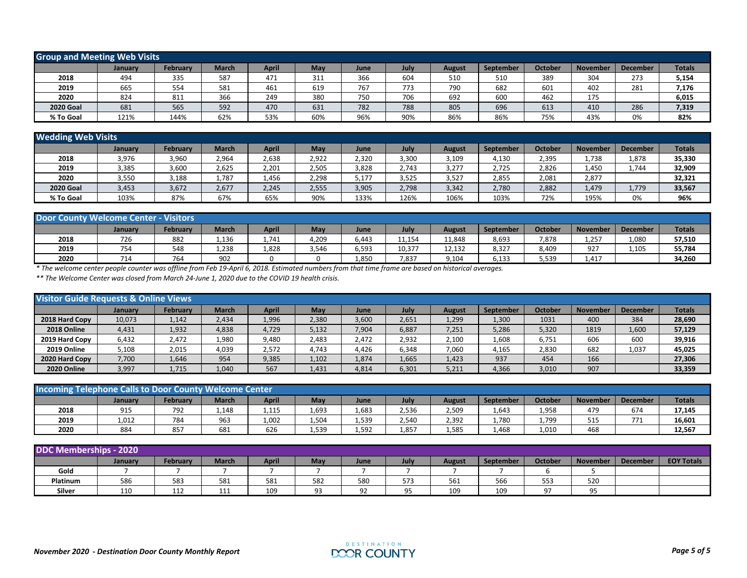## Group and Meeting Web Visits

| | January | February | March | April | May | June | July | August | September | October | November | December | Totals |
|---|---|---|---|---|---|---|---|---|---|---|---|---|---|
| 2018 | 494 | 335 | 587 | 471 | 311 | 366 | 604 | 510 | 510 | 389 | 304 | 273 | 5,154 |
| 2019 | 665 | 554 | 581 | 461 | 619 | 767 | 773 | 790 | 682 | 601 | 402 | 281 | 7,176 |
| 2020 | 824 | 811 | 366 | 249 | 380 | 750 | 706 | 692 | 600 | 462 | 175 | | 6,015 |
| 2020 Goal | 681 | 565 | 592 | 470 | 631 | 782 | 788 | 805 | 696 | 613 | 410 | 286 | 7,319 |
| % To Goal | 121% | 144% | 62% | 53% | 60% | 96% | 90% | 86% | 86% | 75% | 43% | 0% | 82% |

## Wedding Web Visits

| | January | February | March | April | May | June | July | August | September | October | November | December | Totals |
|---|---|---|---|---|---|---|---|---|---|---|---|---|---|
| 2018 | 3,976 | 3,960 | 2,964 | 2,638 | 2,922 | 2,320 | 3,300 | 3,109 | 4,130 | 2,395 | 1,738 | 1,878 | 35,330 |
| 2019 | 3,385 | 3,600 | 2,625 | 2,201 | 2,505 | 3,828 | 2,743 | 3,277 | 2,725 | 2,826 | 1,450 | 1,744 | 32,909 |
| 2020 | 3,550 | 3,188 | 1,787 | 1,456 | 2,298 | 5,177 | 3,525 | 3,527 | 2,855 | 2,081 | 2,877 | | 32,321 |
| 2020 Goal | 3,453 | 3,672 | 2,677 | 2,245 | 2,555 | 3,905 | 2,798 | 3,342 | 2,780 | 2,882 | 1,479 | 1,779 | 33,567 |
| % To Goal | 103% | 87% | 67% | 65% | 90% | 133% | 126% | 106% | 103% | 72% | 195% | 0% | 96% |

## Door County Welcome Center - Visitors

| | January | February | March | April | May | June | July | August | September | October | November | December | Totals |
|---|---|---|---|---|---|---|---|---|---|---|---|---|---|
| 2018 | 726 | 882 | 1,136 | 1,741 | 4,209 | 6,443 | 11,154 | 11,848 | 8,693 | 7,878 | 1,257 | 1,080 | 57,510 |
| 2019 | 754 | 548 | 1,238 | 1,828 | 3,546 | 6,593 | 10,377 | 12,132 | 8,327 | 8,409 | 927 | 1,105 | 55,784 |
| 2020 | 714 | 764 | 902 | 0 | 0 | 1,850 | 7,837 | 9,104 | 6,133 | 5,539 | 1,417 | | 34,260 |

*\* The welcome center people counter was offline from Feb 19-April 6, 2018. Estimated numbers from that time frame are based on historical averages.*

*\*\* The Welcome Center was closed from March 24-June 1, 2020 due to the COVID 19 health crisis.*

## Visitor Guide Requests & Online Views

| | January | February | March | April | May | June | July | August | September | October | November | December | Totals |
|---|---|---|---|---|---|---|---|---|---|---|---|---|---|
| 2018 Hard Copy | 10,073 | 1,142 | 2,434 | 1,996 | 2,380 | 3,600 | 2,651 | 1,299 | 1,300 | 1031 | 400 | 384 | 28,690 |
| 2018 Online | 4,431 | 1,932 | 4,838 | 4,729 | 5,132 | 7,904 | 6,887 | 7,251 | 5,286 | 5,320 | 1819 | 1,600 | 57,129 |
| 2019 Hard Copy | 6,432 | 2,472 | 1,980 | 9,480 | 2,483 | 2,472 | 2,932 | 2,100 | 1,608 | 6,751 | 606 | 600 | 39,916 |
| 2019 Online | 5,108 | 2,015 | 4,039 | 2,572 | 4,743 | 4,426 | 6,348 | 7,060 | 4,165 | 2,830 | 682 | 1,037 | 45,025 |
| 2020 Hard Copy | 7,700 | 1,646 | 954 | 9,385 | 1,102 | 1,874 | 1,665 | 1,423 | 937 | 454 | 166 | | 27,306 |
| 2020 Online | 3,997 | 1,715 | 1,040 | 567 | 1,431 | 4,814 | 6,301 | 5,211 | 4,366 | 3,010 | 907 | | 33,359 |

## Incoming Telephone Calls to Door County Welcome Center

| | January | February | March | April | May | June | July | August | September | October | November | December | Totals |
|---|---|---|---|---|---|---|---|---|---|---|---|---|---|
| 2018 | 915 | 792 | 1,148 | 1,115 | 1,693 | 1,683 | 2,536 | 2,509 | 1,643 | 1,958 | 479 | 674 | 17,145 |
| 2019 | 1,012 | 784 | 963 | 1,002 | 1,504 | 1,539 | 2,540 | 2,392 | 1,780 | 1,799 | 515 | 771 | 16,601 |
| 2020 | 884 | 857 | 681 | 626 | 1,539 | 1,592 | 1,857 | 1,585 | 1,468 | 1,010 | 468 | | 12,567 |

## DDC Memberships - 2020

| | January | February | March | April | May | June | July | August | September | October | November | December | EOY Totals |
|---|---|---|---|---|---|---|---|---|---|---|---|---|---|
| Gold | 7 | 7 | 7 | 7 | 7 | 7 | 7 | 7 | 7 | 6 | 5 | | |
| Platinum | 586 | 583 | 581 | 581 | 582 | 580 | 573 | 561 | 566 | 553 | 520 | | |
| Silver | 110 | 112 | 111 | 109 | 93 | 92 | 95 | 109 | 109 | 97 | 95 | | |